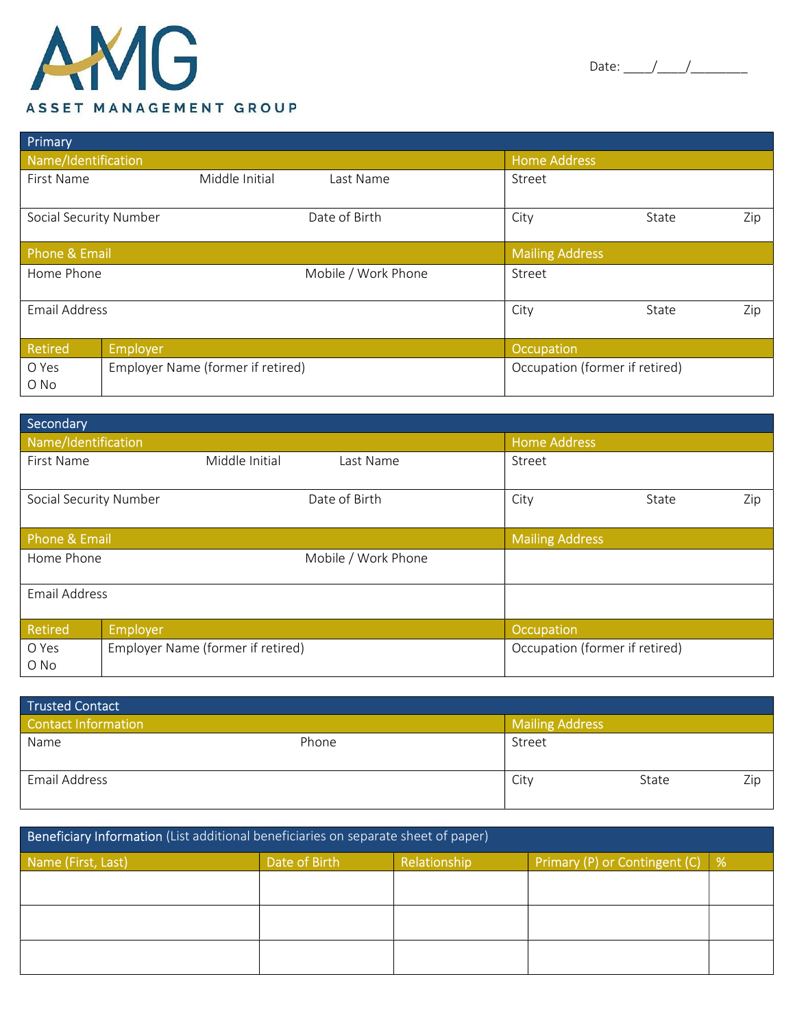AMG

ASSET MANAGEMENT GROUP

Date: ____/____/________

| Primary | | | | | | |
|---|---|---|---|---|---|---|
| **Name/Identification** | | | | **Home Address** | | |
| First Name | Middle Initial | Last Name | | Street | | |
| Social Security Number | | Date of Birth | | City | State | Zip |
| **Phone & Email** | | | | **Mailing Address** | | |
| Home Phone | | Mobile / Work Phone | | Street | | |
| Email Address | | | | City | State | Zip |
| **Retired** | **Employer** | | | **Occupation** | | |
| O Yes<br>O No | Employer Name (former if retired) | | | Occupation (former if retired) | | |

| Secondary | | | | | | |
|---|---|---|---|---|---|---|
| **Name/Identification** | | | | **Home Address** | | |
| First Name | Middle Initial | Last Name | | Street | | |
| Social Security Number | | Date of Birth | | City | State | Zip |
| **Phone & Email** | | | | **Mailing Address** | | |
| Home Phone | | Mobile / Work Phone | | | | |
| Email Address | | | | | | |
| **Retired** | **Employer** | | | **Occupation** | | |
| O Yes<br>O No | Employer Name (former if retired) | | | Occupation (former if retired) | | |

| Trusted Contact | | | | |
|---|---|---|---|---|
| **Contact Information** | | **Mailing Address** | | |
| Name | Phone | Street | | |
| Email Address | | City | State | Zip |

| Beneficiary Information (List additional beneficiaries on separate sheet of paper) | | | | |
|---|---|---|---|---|
| **Name (First, Last)** | **Date of Birth** | **Relationship** | **Primary (P) or Contingent (C)** | **%** |
| | | | | |
| | | | | |
| | | | | |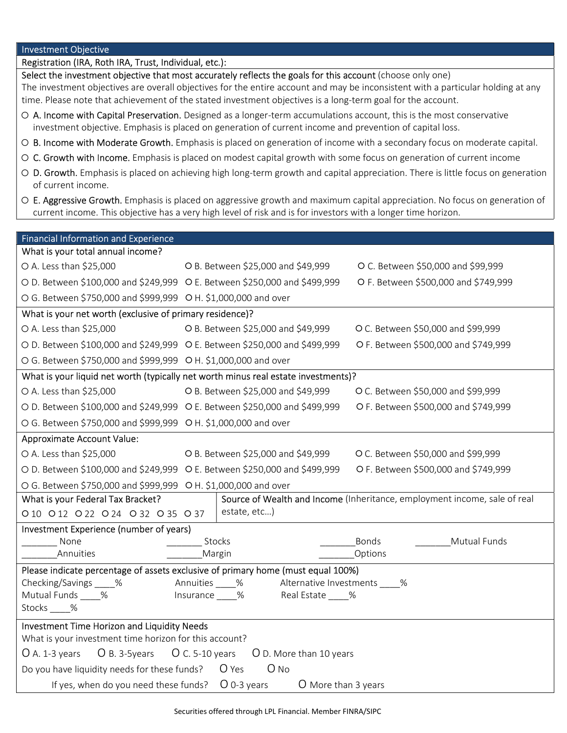## Investment Objective

Registration (IRA, Roth IRA, Trust, Individual, etc.):

Select the investment objective that most accurately reflects the goals for this account (choose only one)
The investment objectives are overall objectives for the entire account and may be inconsistent with a particular holding at any time. Please note that achievement of the stated investment objectives is a long-term goal for the account.

- O A. Income with Capital Preservation. Designed as a longer-term accumulations account, this is the most conservative investment objective. Emphasis is placed on generation of current income and prevention of capital loss.
- O B. Income with Moderate Growth. Emphasis is placed on generation of income with a secondary focus on moderate capital.
- O C. Growth with Income. Emphasis is placed on modest capital growth with some focus on generation of current income
- O D. Growth. Emphasis is placed on achieving high long-term growth and capital appreciation. There is little focus on generation of current income.
- O E. Aggressive Growth. Emphasis is placed on aggressive growth and maximum capital appreciation. No focus on generation of current income. This objective has a very high level of risk and is for investors with a longer time horizon.

## Financial Information and Experience

What is your total annual income?

| | | |
|---|---|---|
| O A. Less than $25,000 | O B. Between $25,000 and $49,999 | O C. Between $50,000 and $99,999 |
| O D. Between $100,000 and $249,999 | O E. Between $250,000 and $499,999 | O F. Between $500,000 and $749,999 |
| O G. Between $750,000 and $999,999 | O H. $1,000,000 and over | |

What is your net worth (exclusive of primary residence)?

| | | |
|---|---|---|
| O A. Less than $25,000 | O B. Between $25,000 and $49,999 | O C. Between $50,000 and $99,999 |
| O D. Between $100,000 and $249,999 | O E. Between $250,000 and $499,999 | O F. Between $500,000 and $749,999 |
| O G. Between $750,000 and $999,999 | O H. $1,000,000 and over | |

What is your liquid net worth (typically net worth minus real estate investments)?

| | | |
|---|---|---|
| O A. Less than $25,000 | O B. Between $25,000 and $49,999 | O C. Between $50,000 and $99,999 |
| O D. Between $100,000 and $249,999 | O E. Between $250,000 and $499,999 | O F. Between $500,000 and $749,999 |
| O G. Between $750,000 and $999,999 | O H. $1,000,000 and over | |

Approximate Account Value:

| | | |
|---|---|---|
| O A. Less than $25,000 | O B. Between $25,000 and $49,999 | O C. Between $50,000 and $99,999 |
| O D. Between $100,000 and $249,999 | O E. Between $250,000 and $499,999 | O F. Between $500,000 and $749,999 |
| O G. Between $750,000 and $999,999 | O H. $1,000,000 and over | |

What is your Federal Tax Bracket?
O 10 O 12 O 22 O 24 O 32 O 35 O 37

Source of Wealth and Income (Inheritance, employment income, sale of real estate, etc…)

Investment Experience (number of years)

_______ None _______ Stocks _______Bonds _______Mutual Funds
_______Annuities _______Margin _______Options

Please indicate percentage of assets exclusive of primary home (must equal 100%)

Checking/Savings ____% Annuities ____% Alternative Investments ____%
Mutual Funds ____% Insurance ____% Real Estate ____%
Stocks ____%

Investment Time Horizon and Liquidity Needs

What is your investment time horizon for this account?

O A. 1-3 years O B. 3-5years O C. 5-10 years O D. More than 10 years

Do you have liquidity needs for these funds? O Yes O No

If yes, when do you need these funds? O 0-3 years O More than 3 years

Securities offered through LPL Financial. Member FINRA/SIPC